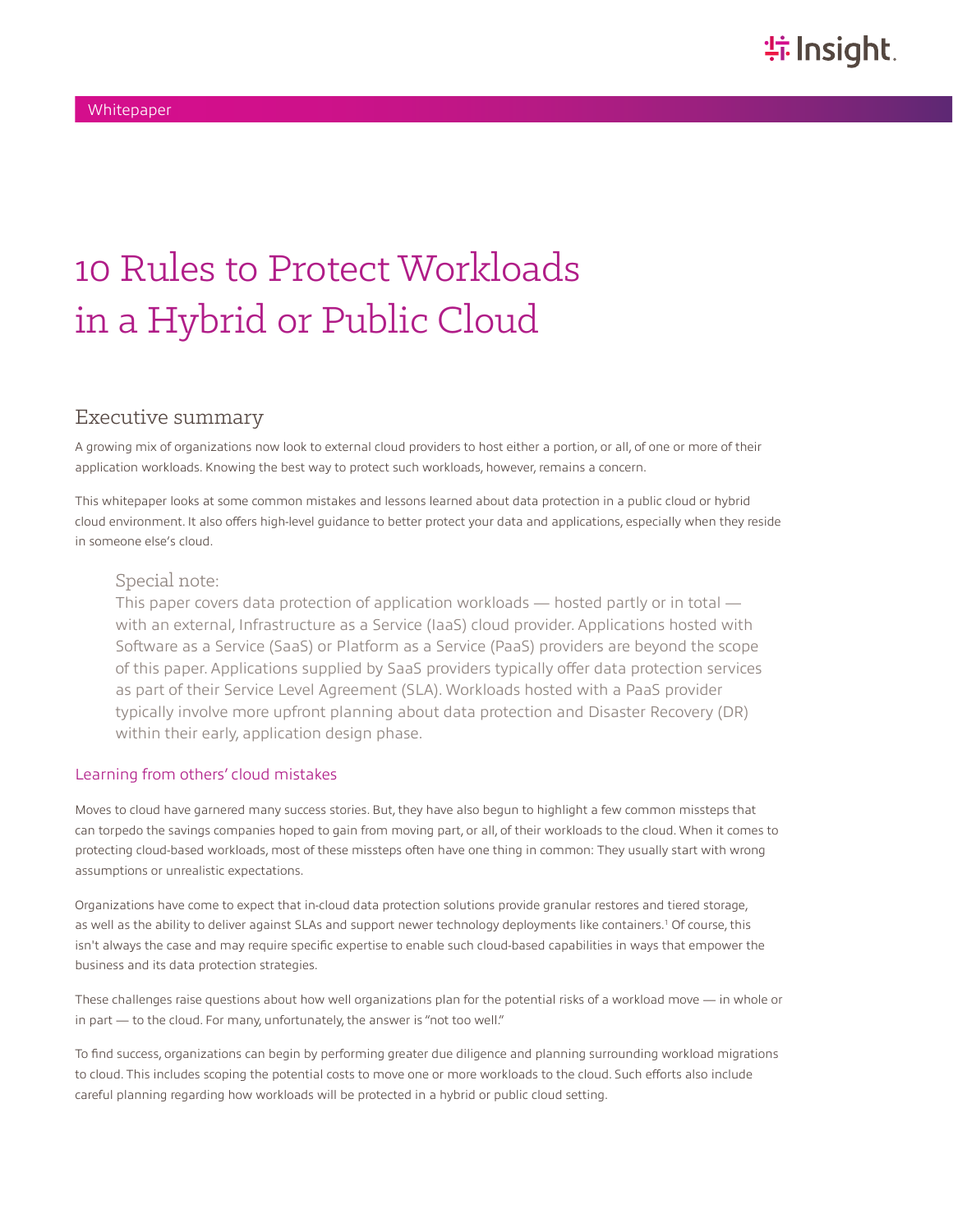Whitepaper

# 10 Rules to Protect Workloads in a Hybrid or Public Cloud

## Executive summary

A growing mix of organizations now look to external cloud providers to host either a portion, or all, of one or more of their application workloads. Knowing the best way to protect such workloads, however, remains a concern.

This whitepaper looks at some common mistakes and lessons learned about data protection in a public cloud or hybrid cloud environment. It also offers high-level guidance to better protect your data and applications, especially when they reside in someone else's cloud.

> ### Special note:
> This paper covers data protection of application workloads — hosted partly or in total — with an external, Infrastructure as a Service (IaaS) cloud provider. Applications hosted with Software as a Service (SaaS) or Platform as a Service (PaaS) providers are beyond the scope of this paper. Applications supplied by SaaS providers typically offer data protection services as part of their Service Level Agreement (SLA). Workloads hosted with a PaaS provider typically involve more upfront planning about data protection and Disaster Recovery (DR) within their early, application design phase.

### Learning from others' cloud mistakes

Moves to cloud have garnered many success stories. But, they have also begun to highlight a few common missteps that can torpedo the savings companies hoped to gain from moving part, or all, of their workloads to the cloud. When it comes to protecting cloud-based workloads, most of these missteps often have one thing in common: They usually start with wrong assumptions or unrealistic expectations.

Organizations have come to expect that in-cloud data protection solutions provide granular restores and tiered storage, as well as the ability to deliver against SLAs and support newer technology deployments like containers.[1] Of course, this isn't always the case and may require specific expertise to enable such cloud-based capabilities in ways that empower the business and its data protection strategies.

These challenges raise questions about how well organizations plan for the potential risks of a workload move — in whole or in part — to the cloud. For many, unfortunately, the answer is "not too well."

To find success, organizations can begin by performing greater due diligence and planning surrounding workload migrations to cloud. This includes scoping the potential costs to move one or more workloads to the cloud. Such efforts also include careful planning regarding how workloads will be protected in a hybrid or public cloud setting.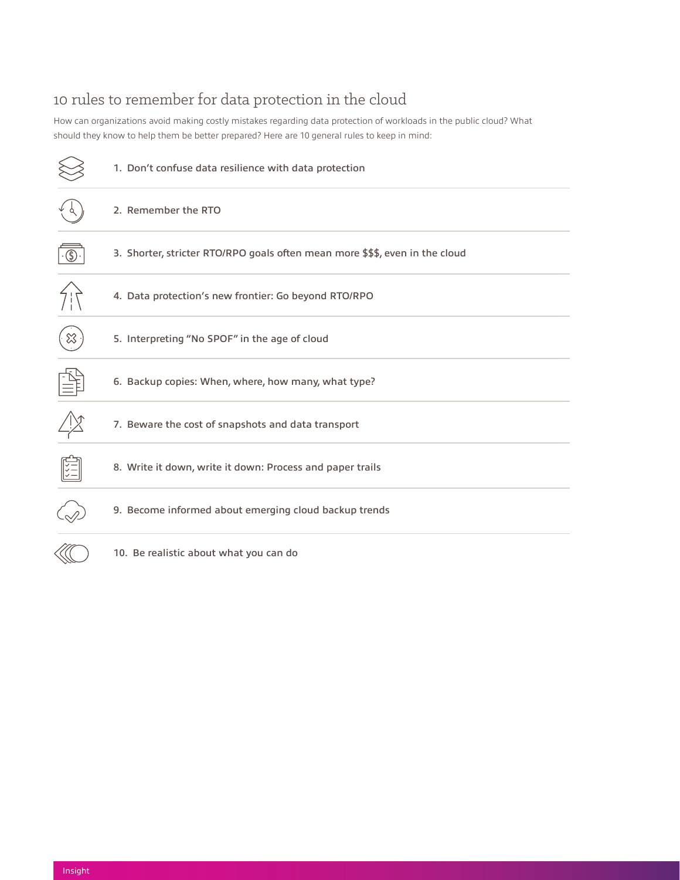## 10 rules to remember for data protection in the cloud

How can organizations avoid making costly mistakes regarding data protection of workloads in the public cloud? What should they know to help them be better prepared? Here are 10 general rules to keep in mind:

1. Don't confuse data resilience with data protection
2. Remember the RTO
3. Shorter, stricter RTO/RPO goals often mean more $$$, even in the cloud
4. Data protection's new frontier: Go beyond RTO/RPO
5. Interpreting "No SPOF" in the age of cloud
6. Backup copies: When, where, how many, what type?
7. Beware the cost of snapshots and data transport
8. Write it down, write it down: Process and paper trails
9. Become informed about emerging cloud backup trends
10. Be realistic about what you can do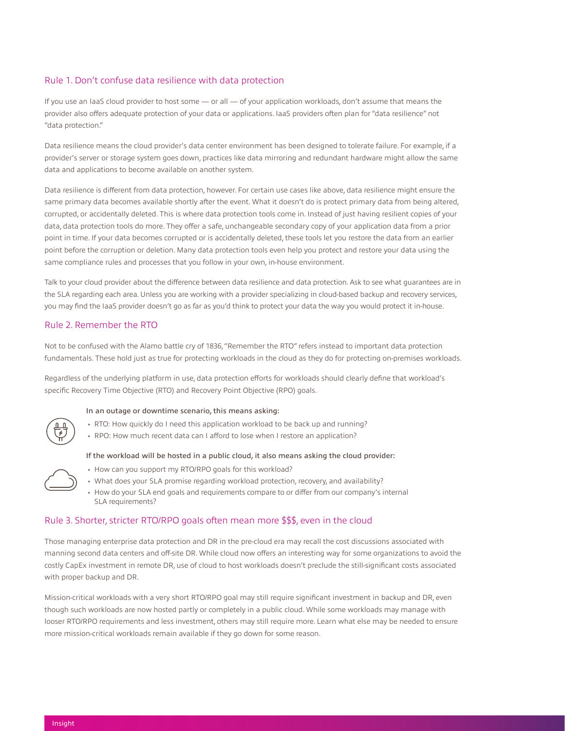## Rule 1. Don't confuse data resilience with data protection

If you use an IaaS cloud provider to host some — or all — of your application workloads, don't assume that means the provider also offers adequate protection of your data or applications. IaaS providers often plan for "data resilience" not "data protection."

Data resilience means the cloud provider's data center environment has been designed to tolerate failure. For example, if a provider's server or storage system goes down, practices like data mirroring and redundant hardware might allow the same data and applications to become available on another system.

Data resilience is different from data protection, however. For certain use cases like above, data resilience might ensure the same primary data becomes available shortly after the event. What it doesn't do is protect primary data from being altered, corrupted, or accidentally deleted. This is where data protection tools come in. Instead of just having resilient copies of your data, data protection tools do more. They offer a safe, unchangeable secondary copy of your application data from a prior point in time. If your data becomes corrupted or is accidentally deleted, these tools let you restore the data from an earlier point before the corruption or deletion. Many data protection tools even help you protect and restore your data using the same compliance rules and processes that you follow in your own, in-house environment.

Talk to your cloud provider about the difference between data resilience and data protection. Ask to see what guarantees are in the SLA regarding each area. Unless you are working with a provider specializing in cloud-based backup and recovery services, you may find the IaaS provider doesn't go as far as you'd think to protect your data the way you would protect it in-house.

## Rule 2. Remember the RTO

Not to be confused with the Alamo battle cry of 1836, "Remember the RTO" refers instead to important data protection fundamentals. These hold just as true for protecting workloads in the cloud as they do for protecting on-premises workloads.

Regardless of the underlying platform in use, data protection efforts for workloads should clearly define that workload's specific Recovery Time Objective (RTO) and Recovery Point Objective (RPO) goals.

**In an outage or downtime scenario, this means asking:**

- RTO: How quickly do I need this application workload to be back up and running?
- RPO: How much recent data can I afford to lose when I restore an application?

**If the workload will be hosted in a public cloud, it also means asking the cloud provider:**

- How can you support my RTO/RPO goals for this workload?
- What does your SLA promise regarding workload protection, recovery, and availability?
- How do your SLA end goals and requirements compare to or differ from our company's internal SLA requirements?

## Rule 3. Shorter, stricter RTO/RPO goals often mean more $$$, even in the cloud

Those managing enterprise data protection and DR in the pre-cloud era may recall the cost discussions associated with manning second data centers and off-site DR. While cloud now offers an interesting way for some organizations to avoid the costly CapEx investment in remote DR, use of cloud to host workloads doesn't preclude the still-significant costs associated with proper backup and DR.

Mission-critical workloads with a very short RTO/RPO goal may still require significant investment in backup and DR, even though such workloads are now hosted partly or completely in a public cloud. While some workloads may manage with looser RTO/RPO requirements and less investment, others may still require more. Learn what else may be needed to ensure more mission-critical workloads remain available if they go down for some reason.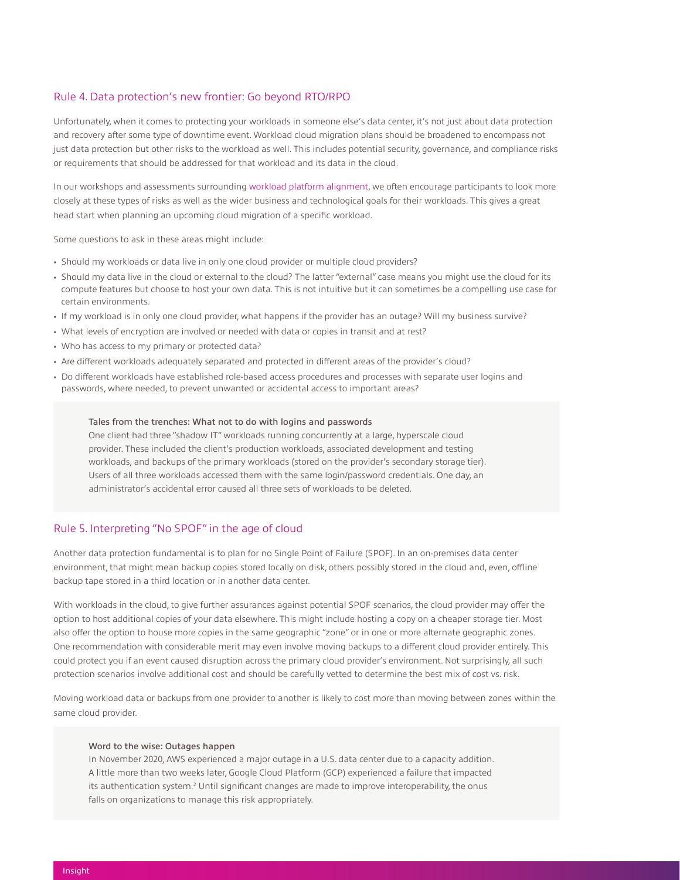## Rule 4. Data protection's new frontier: Go beyond RTO/RPO

Unfortunately, when it comes to protecting your workloads in someone else's data center, it's not just about data protection and recovery after some type of downtime event. Workload cloud migration plans should be broadened to encompass not just data protection but other risks to the workload as well. This includes potential security, governance, and compliance risks or requirements that should be addressed for that workload and its data in the cloud.

In our workshops and assessments surrounding workload platform alignment, we often encourage participants to look more closely at these types of risks as well as the wider business and technological goals for their workloads. This gives a great head start when planning an upcoming cloud migration of a specific workload.

Some questions to ask in these areas might include:

- Should my workloads or data live in only one cloud provider or multiple cloud providers?
- Should my data live in the cloud or external to the cloud? The latter "external" case means you might use the cloud for its compute features but choose to host your own data. This is not intuitive but it can sometimes be a compelling use case for certain environments.
- If my workload is in only one cloud provider, what happens if the provider has an outage? Will my business survive?
- What levels of encryption are involved or needed with data or copies in transit and at rest?
- Who has access to my primary or protected data?
- Are different workloads adequately separated and protected in different areas of the provider's cloud?
- Do different workloads have established role-based access procedures and processes with separate user logins and passwords, where needed, to prevent unwanted or accidental access to important areas?

> **Tales from the trenches: What not to do with logins and passwords**
> One client had three "shadow IT" workloads running concurrently at a large, hyperscale cloud provider. These included the client's production workloads, associated development and testing workloads, and backups of the primary workloads (stored on the provider's secondary storage tier). Users of all three workloads accessed them with the same login/password credentials. One day, an administrator's accidental error caused all three sets of workloads to be deleted.

## Rule 5. Interpreting "No SPOF" in the age of cloud

Another data protection fundamental is to plan for no Single Point of Failure (SPOF). In an on-premises data center environment, that might mean backup copies stored locally on disk, others possibly stored in the cloud and, even, offline backup tape stored in a third location or in another data center.

With workloads in the cloud, to give further assurances against potential SPOF scenarios, the cloud provider may offer the option to host additional copies of your data elsewhere. This might include hosting a copy on a cheaper storage tier. Most also offer the option to house more copies in the same geographic "zone" or in one or more alternate geographic zones. One recommendation with considerable merit may even involve moving backups to a different cloud provider entirely. This could protect you if an event caused disruption across the primary cloud provider's environment. Not surprisingly, all such protection scenarios involve additional cost and should be carefully vetted to determine the best mix of cost vs. risk.

Moving workload data or backups from one provider to another is likely to cost more than moving between zones within the same cloud provider.

> **Word to the wise: Outages happen**
> In November 2020, AWS experienced a major outage in a U.S. data center due to a capacity addition. A little more than two weeks later, Google Cloud Platform (GCP) experienced a failure that impacted its authentication system.[2] Until significant changes are made to improve interoperability, the onus falls on organizations to manage this risk appropriately.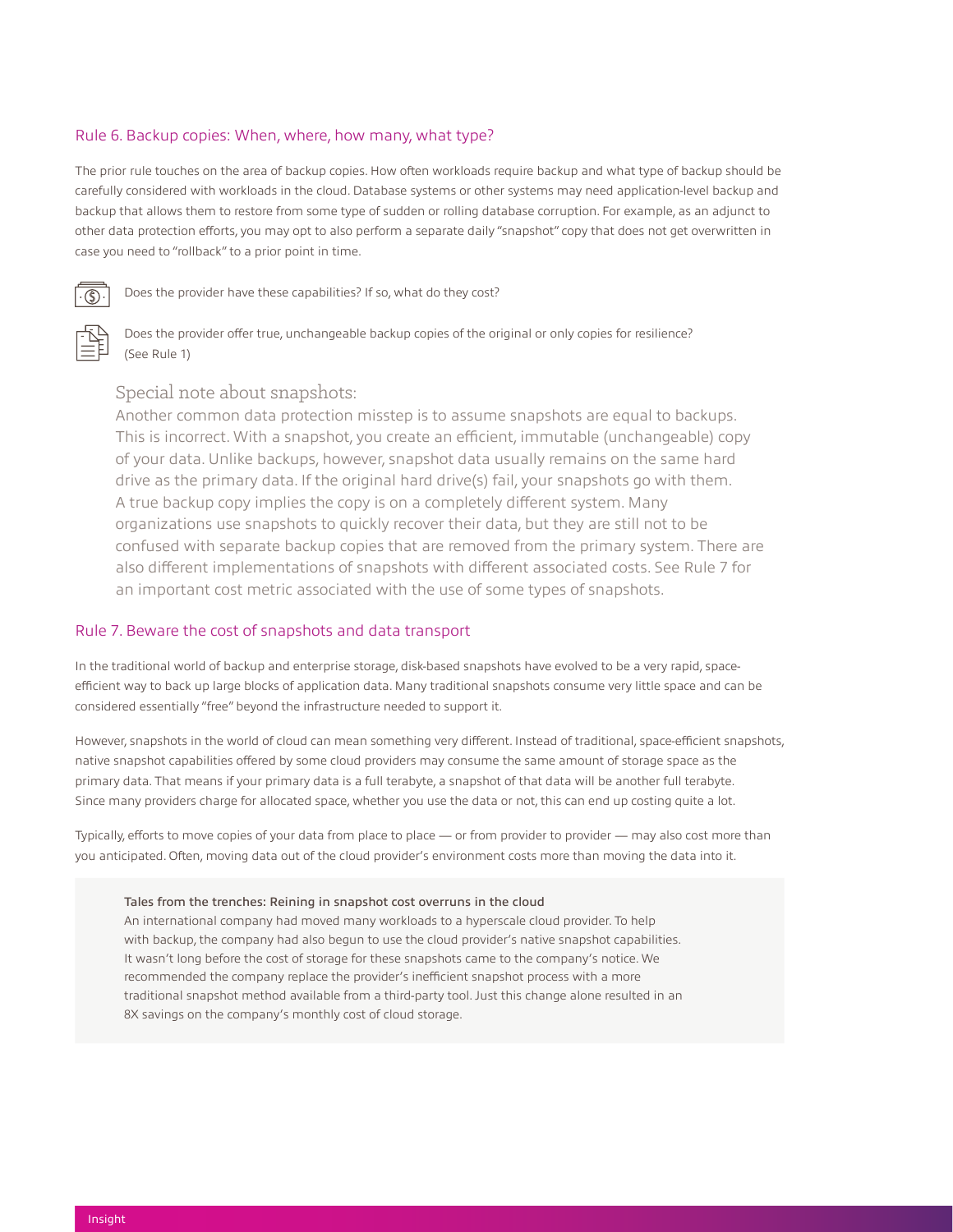## Rule 6. Backup copies: When, where, how many, what type?

The prior rule touches on the area of backup copies. How often workloads require backup and what type of backup should be carefully considered with workloads in the cloud. Database systems or other systems may need application-level backup and backup that allows them to restore from some type of sudden or rolling database corruption. For example, as an adjunct to other data protection efforts, you may opt to also perform a separate daily "snapshot" copy that does not get overwritten in case you need to "rollback" to a prior point in time.

Does the provider have these capabilities? If so, what do they cost?

Does the provider offer true, unchangeable backup copies of the original or only copies for resilience? (See Rule 1)

### Special note about snapshots:

Another common data protection misstep is to assume snapshots are equal to backups. This is incorrect. With a snapshot, you create an efficient, immutable (unchangeable) copy of your data. Unlike backups, however, snapshot data usually remains on the same hard drive as the primary data. If the original hard drive(s) fail, your snapshots go with them. A true backup copy implies the copy is on a completely different system. Many organizations use snapshots to quickly recover their data, but they are still not to be confused with separate backup copies that are removed from the primary system. There are also different implementations of snapshots with different associated costs. See Rule 7 for an important cost metric associated with the use of some types of snapshots.

## Rule 7. Beware the cost of snapshots and data transport

In the traditional world of backup and enterprise storage, disk-based snapshots have evolved to be a very rapid, space-efficient way to back up large blocks of application data. Many traditional snapshots consume very little space and can be considered essentially "free" beyond the infrastructure needed to support it.

However, snapshots in the world of cloud can mean something very different. Instead of traditional, space-efficient snapshots, native snapshot capabilities offered by some cloud providers may consume the same amount of storage space as the primary data. That means if your primary data is a full terabyte, a snapshot of that data will be another full terabyte. Since many providers charge for allocated space, whether you use the data or not, this can end up costing quite a lot.

Typically, efforts to move copies of your data from place to place — or from provider to provider — may also cost more than you anticipated. Often, moving data out of the cloud provider's environment costs more than moving the data into it.

**Tales from the trenches: Reining in snapshot cost overruns in the cloud**

An international company had moved many workloads to a hyperscale cloud provider. To help with backup, the company had also begun to use the cloud provider's native snapshot capabilities. It wasn't long before the cost of storage for these snapshots came to the company's notice. We recommended the company replace the provider's inefficient snapshot process with a more traditional snapshot method available from a third-party tool. Just this change alone resulted in an 8X savings on the company's monthly cost of cloud storage.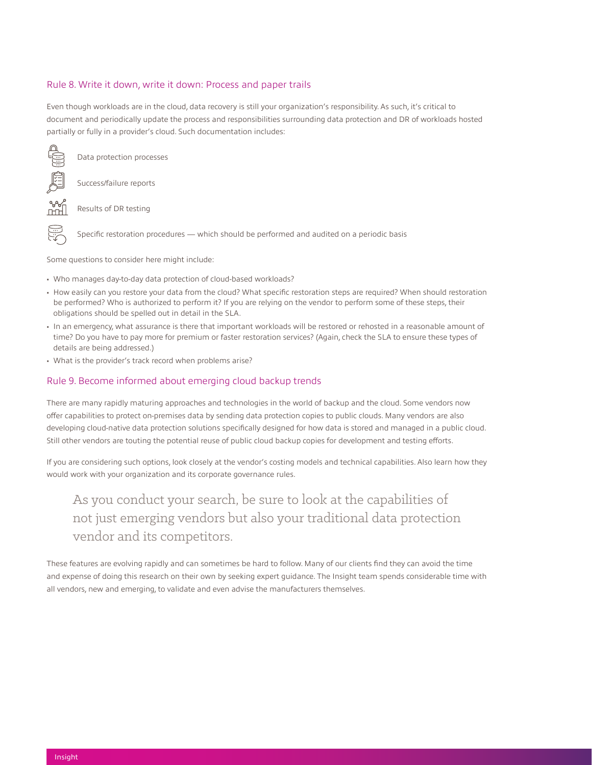## Rule 8. Write it down, write it down: Process and paper trails

Even though workloads are in the cloud, data recovery is still your organization's responsibility. As such, it's critical to document and periodically update the process and responsibilities surrounding data protection and DR of workloads hosted partially or fully in a provider's cloud. Such documentation includes:

- Data protection processes
- Success/failure reports
- Results of DR testing
- Specific restoration procedures — which should be performed and audited on a periodic basis

Some questions to consider here might include:

- Who manages day-to-day data protection of cloud-based workloads?
- How easily can you restore your data from the cloud? What specific restoration steps are required? When should restoration be performed? Who is authorized to perform it? If you are relying on the vendor to perform some of these steps, their obligations should be spelled out in detail in the SLA.
- In an emergency, what assurance is there that important workloads will be restored or rehosted in a reasonable amount of time? Do you have to pay more for premium or faster restoration services? (Again, check the SLA to ensure these types of details are being addressed.)
- What is the provider's track record when problems arise?

## Rule 9. Become informed about emerging cloud backup trends

There are many rapidly maturing approaches and technologies in the world of backup and the cloud. Some vendors now offer capabilities to protect on-premises data by sending data protection copies to public clouds. Many vendors are also developing cloud-native data protection solutions specifically designed for how data is stored and managed in a public cloud. Still other vendors are touting the potential reuse of public cloud backup copies for development and testing efforts.

If you are considering such options, look closely at the vendor's costing models and technical capabilities. Also learn how they would work with your organization and its corporate governance rules.

> As you conduct your search, be sure to look at the capabilities of not just emerging vendors but also your traditional data protection vendor and its competitors.

These features are evolving rapidly and can sometimes be hard to follow. Many of our clients find they can avoid the time and expense of doing this research on their own by seeking expert guidance. The Insight team spends considerable time with all vendors, new and emerging, to validate and even advise the manufacturers themselves.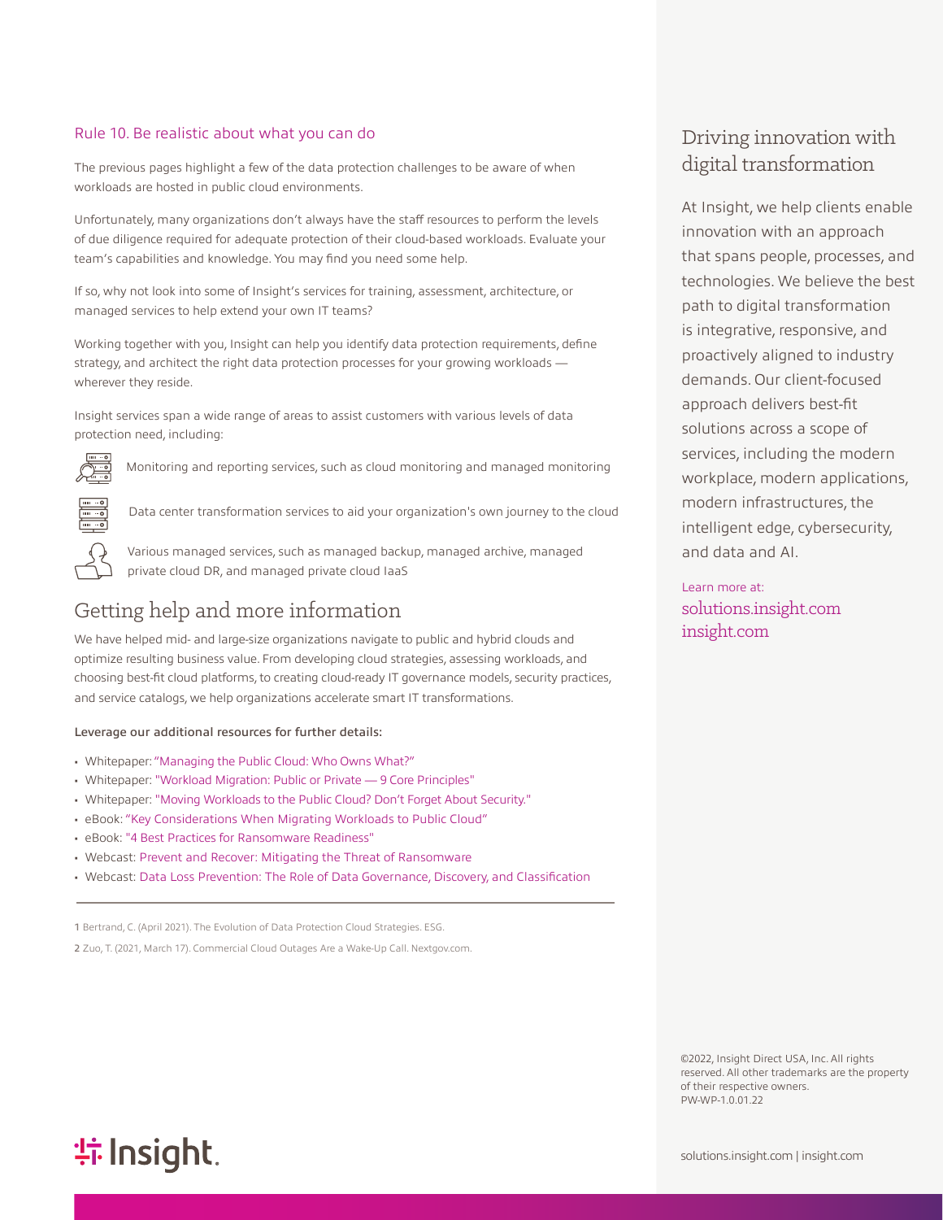### Rule 10. Be realistic about what you can do

The previous pages highlight a few of the data protection challenges to be aware of when workloads are hosted in public cloud environments.

Unfortunately, many organizations don't always have the staff resources to perform the levels of due diligence required for adequate protection of their cloud-based workloads. Evaluate your team's capabilities and knowledge. You may find you need some help.

If so, why not look into some of Insight's services for training, assessment, architecture, or managed services to help extend your own IT teams?

Working together with you, Insight can help you identify data protection requirements, define strategy, and architect the right data protection processes for your growing workloads — wherever they reside.

Insight services span a wide range of areas to assist customers with various levels of data protection need, including:

- Monitoring and reporting services, such as cloud monitoring and managed monitoring
- Data center transformation services to aid your organization's own journey to the cloud
- Various managed services, such as managed backup, managed archive, managed private cloud DR, and managed private cloud IaaS

## Getting help and more information

We have helped mid- and large-size organizations navigate to public and hybrid clouds and optimize resulting business value. From developing cloud strategies, assessing workloads, and choosing best-fit cloud platforms, to creating cloud-ready IT governance models, security practices, and service catalogs, we help organizations accelerate smart IT transformations.

**Leverage our additional resources for further details:**

- Whitepaper: "Managing the Public Cloud: Who Owns What?"
- Whitepaper: "Workload Migration: Public or Private — 9 Core Principles"
- Whitepaper: "Moving Workloads to the Public Cloud? Don't Forget About Security."
- eBook: "Key Considerations When Migrating Workloads to Public Cloud"
- eBook: "4 Best Practices for Ransomware Readiness"
- Webcast: Prevent and Recover: Mitigating the Threat of Ransomware
- Webcast: Data Loss Prevention: The Role of Data Governance, Discovery, and Classification

---

1 Bertrand, C. (April 2021). The Evolution of Data Protection Cloud Strategies. ESG.

2 Zuo, T. (2021, March 17). Commercial Cloud Outages Are a Wake-Up Call. Nextgov.com.

## Driving innovation with digital transformation

At Insight, we help clients enable innovation with an approach that spans people, processes, and technologies. We believe the best path to digital transformation is integrative, responsive, and proactively aligned to industry demands. Our client-focused approach delivers best-fit solutions across a scope of services, including the modern workplace, modern applications, modern infrastructures, the intelligent edge, cybersecurity, and data and AI.

Learn more at:
solutions.insight.com
insight.com

©2022, Insight Direct USA, Inc. All rights reserved. All other trademarks are the property of their respective owners.
PW-WP-1.0.01.22

Insight.

solutions.insight.com | insight.com